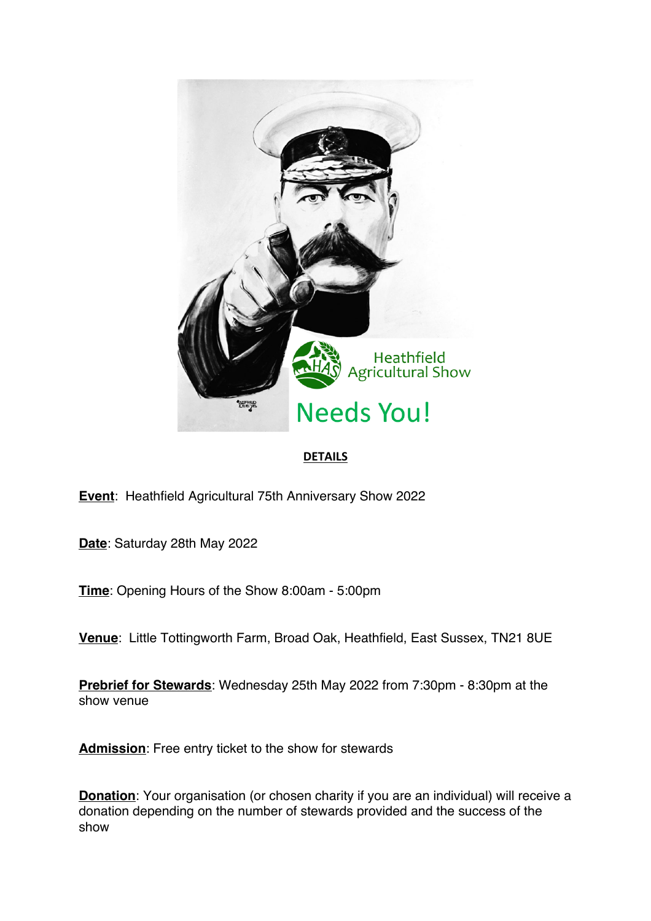Heathfield Agricultural Show

# Needs You!

**DETAILS**

**Event**: Heathfield Agricultural 75th Anniversary Show 2022

**Date**: Saturday 28th May 2022

**Time**: Opening Hours of the Show 8:00am - 5:00pm

**Venue**: Little Tottingworth Farm, Broad Oak, Heathfield, East Sussex, TN21 8UE

**Prebrief for Stewards**: Wednesday 25th May 2022 from 7:30pm - 8:30pm at the show venue

**Admission**: Free entry ticket to the show for stewards

**Donation**: Your organisation (or chosen charity if you are an individual) will receive a donation depending on the number of stewards provided and the success of the show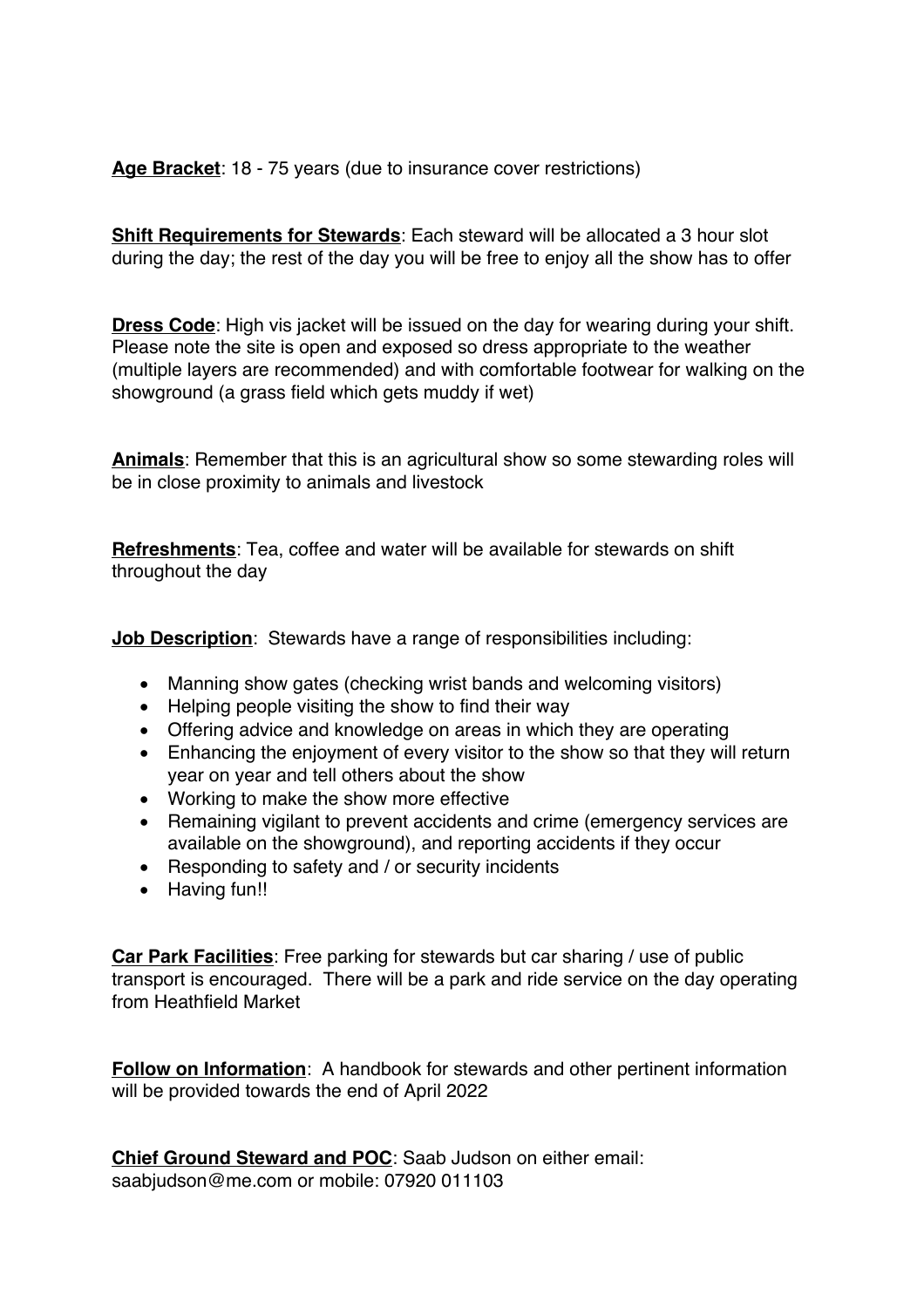**Age Bracket**: 18 - 75 years (due to insurance cover restrictions)

**Shift Requirements for Stewards**: Each steward will be allocated a 3 hour slot during the day; the rest of the day you will be free to enjoy all the show has to offer

**Dress Code**: High vis jacket will be issued on the day for wearing during your shift. Please note the site is open and exposed so dress appropriate to the weather (multiple layers are recommended) and with comfortable footwear for walking on the showground (a grass field which gets muddy if wet)

**Animals**: Remember that this is an agricultural show so some stewarding roles will be in close proximity to animals and livestock

**Refreshments**: Tea, coffee and water will be available for stewards on shift throughout the day

**Job Description**: Stewards have a range of responsibilities including:

- Manning show gates (checking wrist bands and welcoming visitors)
- Helping people visiting the show to find their way
- Offering advice and knowledge on areas in which they are operating
- Enhancing the enjoyment of every visitor to the show so that they will return year on year and tell others about the show
- Working to make the show more effective
- Remaining vigilant to prevent accidents and crime (emergency services are available on the showground), and reporting accidents if they occur
- Responding to safety and / or security incidents
- Having fun!!

**Car Park Facilities**: Free parking for stewards but car sharing / use of public transport is encouraged. There will be a park and ride service on the day operating from Heathfield Market

**Follow on Information**: A handbook for stewards and other pertinent information will be provided towards the end of April 2022

**Chief Ground Steward and POC**: Saab Judson on either email: saabjudson@me.com or mobile: 07920 011103